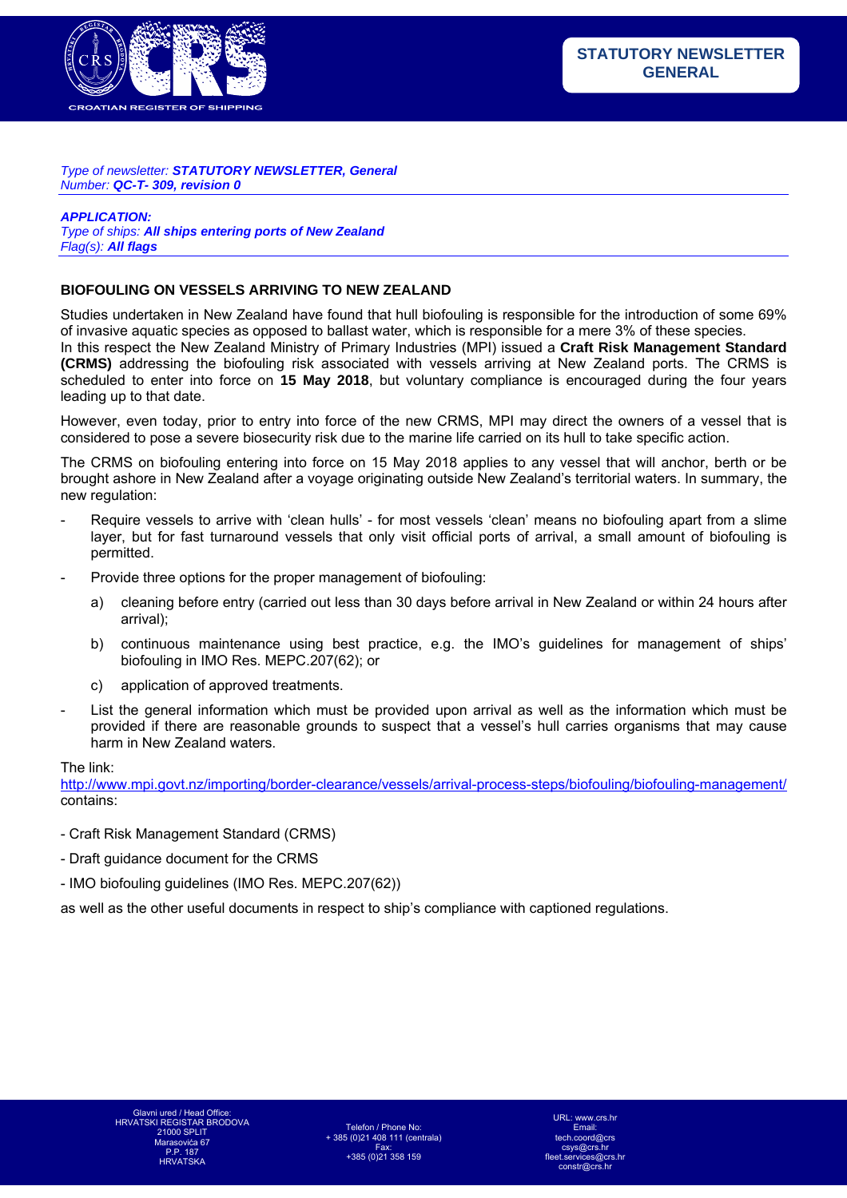STATUTORY NEWSLETTER GENERAL

*Type of newsletter:* ***STATUTORY NEWSLETTER, General***
*Number:* ***QC-T- 309, revision 0***

***APPLICATION:***
*Type of ships:* ***All ships entering ports of New Zealand***
*Flag(s):* ***All flags***

## BIOFOULING ON VESSELS ARRIVING TO NEW ZEALAND

Studies undertaken in New Zealand have found that hull biofouling is responsible for the introduction of some 69% of invasive aquatic species as opposed to ballast water, which is responsible for a mere 3% of these species.
In this respect the New Zealand Ministry of Primary Industries (MPI) issued a **Craft Risk Management Standard (CRMS)** addressing the biofouling risk associated with vessels arriving at New Zealand ports. The CRMS is scheduled to enter into force on **15 May 2018**, but voluntary compliance is encouraged during the four years leading up to that date.

However, even today, prior to entry into force of the new CRMS, MPI may direct the owners of a vessel that is considered to pose a severe biosecurity risk due to the marine life carried on its hull to take specific action.

The CRMS on biofouling entering into force on 15 May 2018 applies to any vessel that will anchor, berth or be brought ashore in New Zealand after a voyage originating outside New Zealand's territorial waters. In summary, the new regulation:

- Require vessels to arrive with 'clean hulls' - for most vessels 'clean' means no biofouling apart from a slime layer, but for fast turnaround vessels that only visit official ports of arrival, a small amount of biofouling is permitted.
- Provide three options for the proper management of biofouling:
  a) cleaning before entry (carried out less than 30 days before arrival in New Zealand or within 24 hours after arrival);
  b) continuous maintenance using best practice, e.g. the IMO's guidelines for management of ships' biofouling in IMO Res. MEPC.207(62); or
  c) application of approved treatments.
- List the general information which must be provided upon arrival as well as the information which must be provided if there are reasonable grounds to suspect that a vessel's hull carries organisms that may cause harm in New Zealand waters.

The link:
http://www.mpi.govt.nz/importing/border-clearance/vessels/arrival-process-steps/biofouling/biofouling-management/ contains:

- Craft Risk Management Standard (CRMS)
- Draft guidance document for the CRMS
- IMO biofouling guidelines (IMO Res. MEPC.207(62))

as well as the other useful documents in respect to ship's compliance with captioned regulations.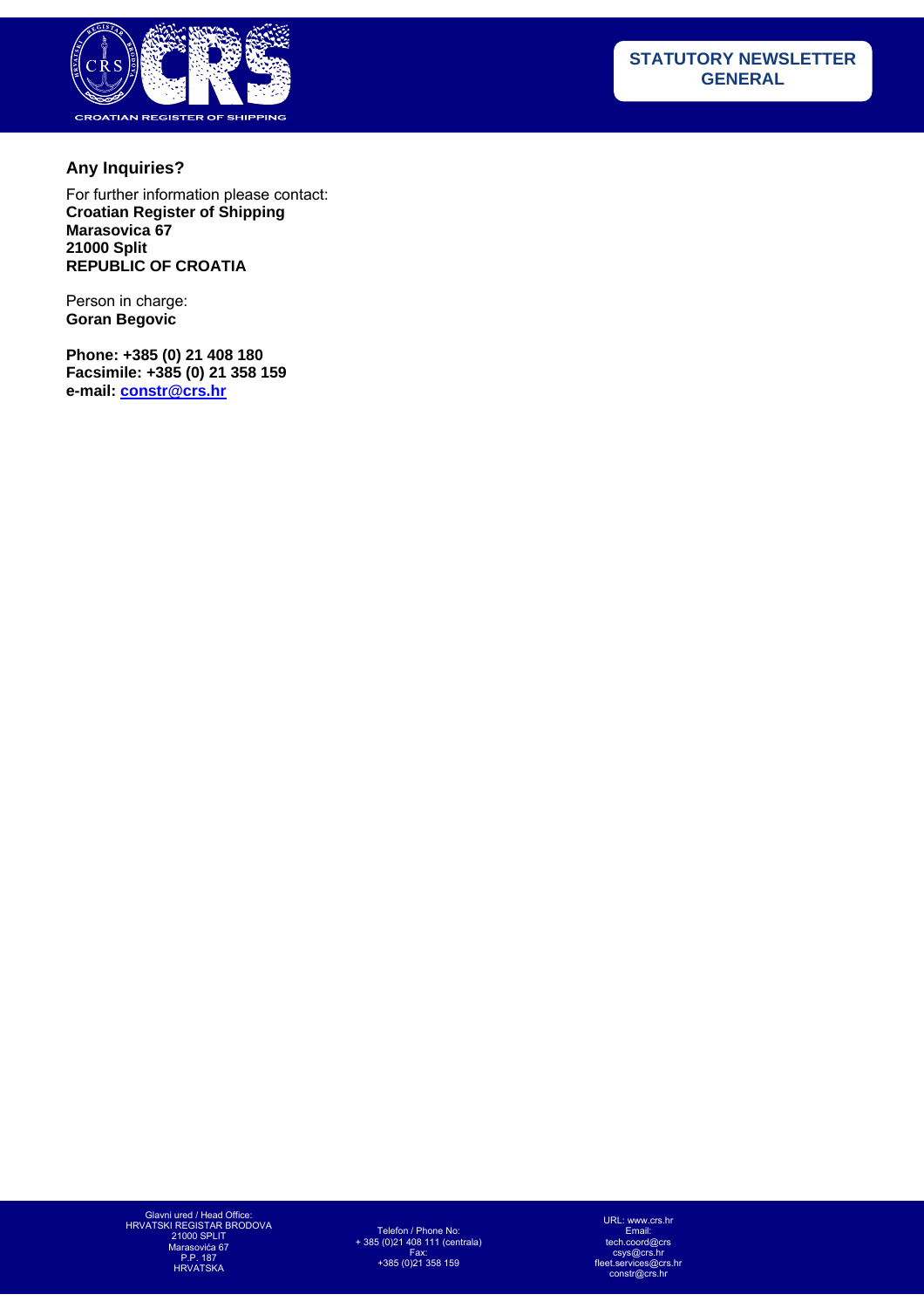### Any Inquiries?

For further information please contact:
**Croatian Register of Shipping**
**Marasovica 67**
**21000 Split**
**REPUBLIC OF CROATIA**

Person in charge:
**Goran Begovic**

**Phone: +385 (0) 21 408 180**
**Facsimile: +385 (0) 21 358 159**
**e-mail: constr@crs.hr**